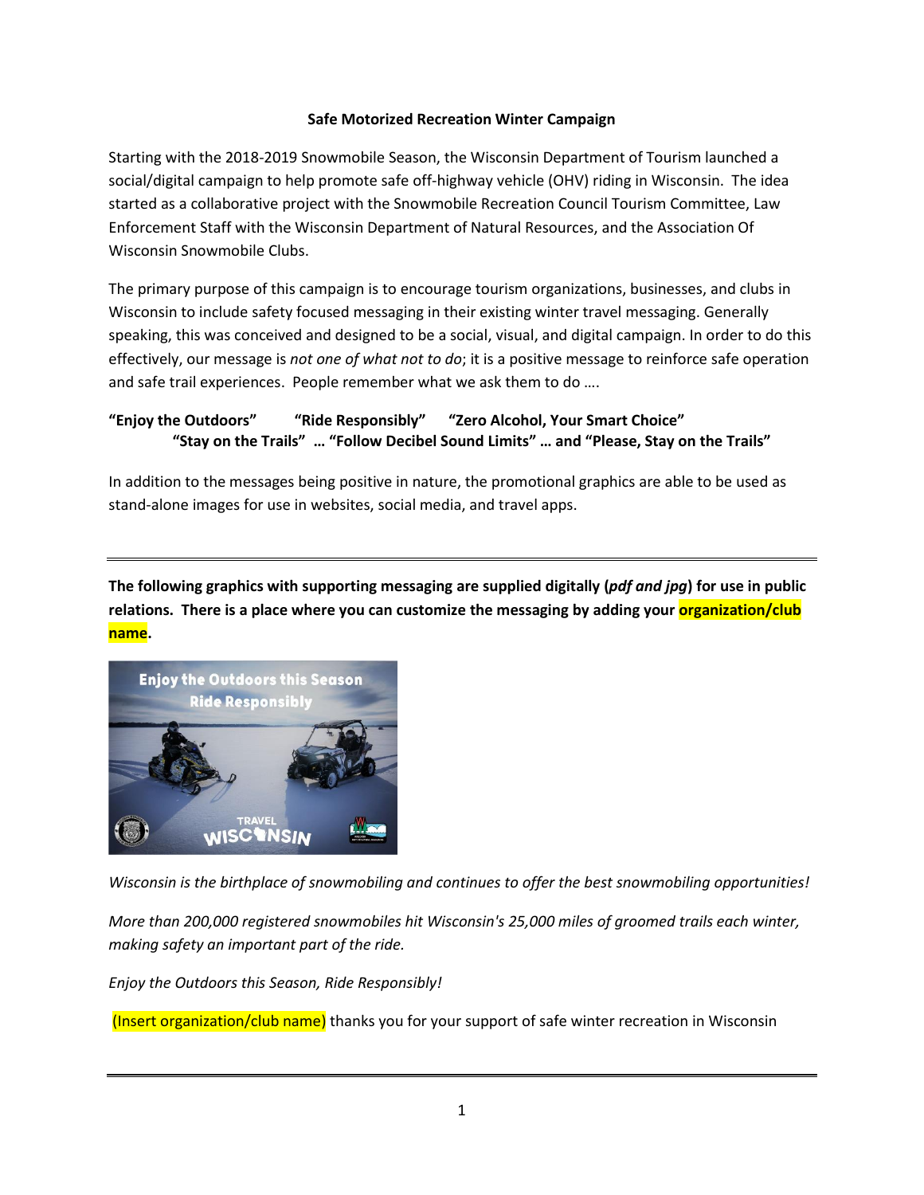**Safe Motorized Recreation Winter Campaign**

Starting with the 2018-2019 Snowmobile Season, the Wisconsin Department of Tourism launched a social/digital campaign to help promote safe off-highway vehicle (OHV) riding in Wisconsin. The idea started as a collaborative project with the Snowmobile Recreation Council Tourism Committee, Law Enforcement Staff with the Wisconsin Department of Natural Resources, and the Association Of Wisconsin Snowmobile Clubs.

The primary purpose of this campaign is to encourage tourism organizations, businesses, and clubs in Wisconsin to include safety focused messaging in their existing winter travel messaging. Generally speaking, this was conceived and designed to be a social, visual, and digital campaign. In order to do this effectively, our message is *not one of what not to do*; it is a positive message to reinforce safe operation and safe trail experiences. People remember what we ask them to do ….

**"Enjoy the Outdoors"  "Ride Responsibly"  "Zero Alcohol, Your Smart Choice"**
**"Stay on the Trails" … "Follow Decibel Sound Limits" … and "Please, Stay on the Trails"**

In addition to the messages being positive in nature, the promotional graphics are able to be used as stand-alone images for use in websites, social media, and travel apps.

---

**The following graphics with supporting messaging are supplied digitally (*pdf and jpg*) for use in public relations. There is a place where you can customize the messaging by adding your organization/club name.**

Enjoy the Outdoors this Season
Ride Responsibly
TRAVEL WISCONSIN

*Wisconsin is the birthplace of snowmobiling and continues to offer the best snowmobiling opportunities!*

*More than 200,000 registered snowmobiles hit Wisconsin's 25,000 miles of groomed trails each winter, making safety an important part of the ride.*

*Enjoy the Outdoors this Season, Ride Responsibly!*

(Insert organization/club name) thanks you for your support of safe winter recreation in Wisconsin

---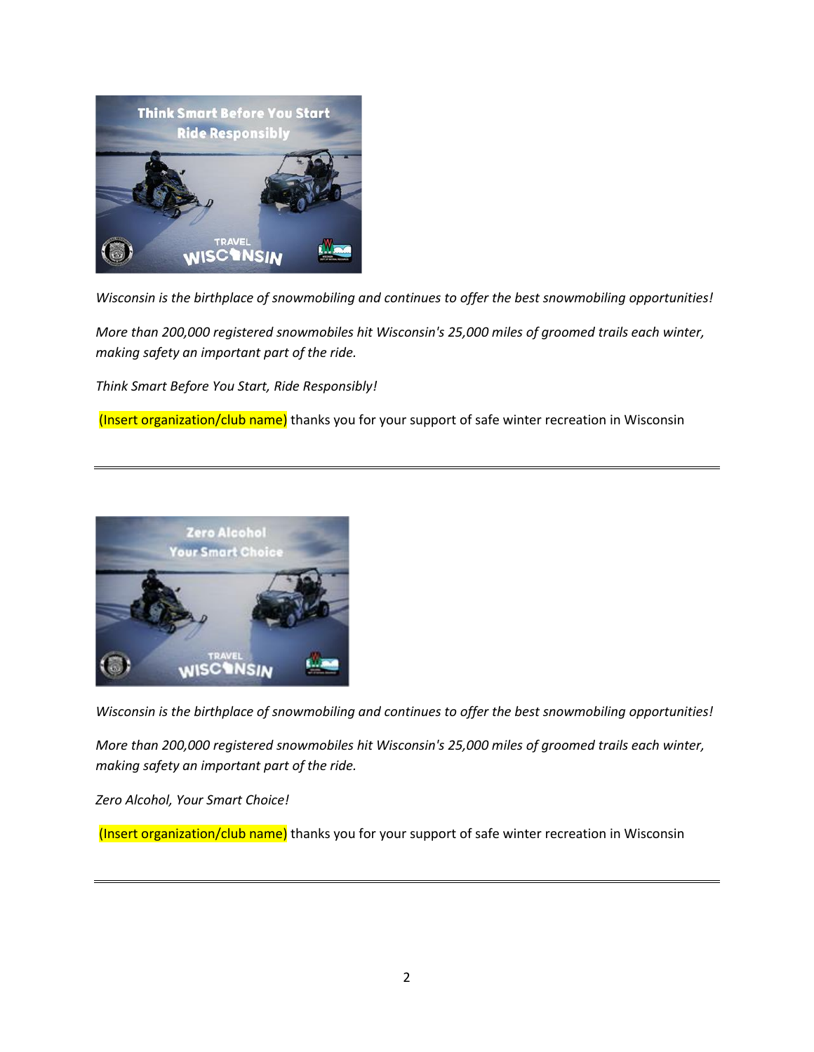*Wisconsin is the birthplace of snowmobiling and continues to offer the best snowmobiling opportunities!*

*More than 200,000 registered snowmobiles hit Wisconsin's 25,000 miles of groomed trails each winter, making safety an important part of the ride.*

*Think Smart Before You Start, Ride Responsibly!*

(Insert organization/club name) thanks you for your support of safe winter recreation in Wisconsin

---

*Wisconsin is the birthplace of snowmobiling and continues to offer the best snowmobiling opportunities!*

*More than 200,000 registered snowmobiles hit Wisconsin's 25,000 miles of groomed trails each winter, making safety an important part of the ride.*

*Zero Alcohol, Your Smart Choice!*

(Insert organization/club name) thanks you for your support of safe winter recreation in Wisconsin

---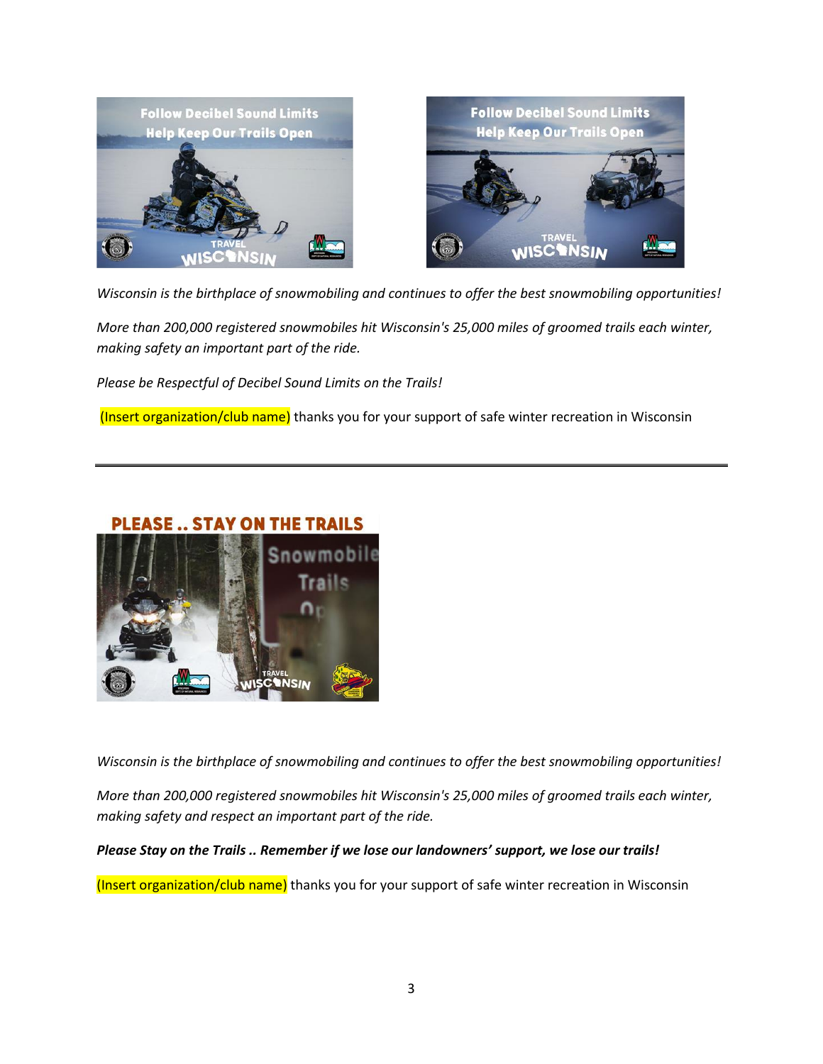*Wisconsin is the birthplace of snowmobiling and continues to offer the best snowmobiling opportunities!*

*More than 200,000 registered snowmobiles hit Wisconsin's 25,000 miles of groomed trails each winter, making safety an important part of the ride.*

*Please be Respectful of Decibel Sound Limits on the Trails!*

(Insert organization/club name) thanks you for your support of safe winter recreation in Wisconsin

---

*Wisconsin is the birthplace of snowmobiling and continues to offer the best snowmobiling opportunities!*

*More than 200,000 registered snowmobiles hit Wisconsin's 25,000 miles of groomed trails each winter, making safety and respect an important part of the ride.*

***Please Stay on the Trails .. Remember if we lose our landowners' support, we lose our trails!***

(Insert organization/club name) thanks you for your support of safe winter recreation in Wisconsin